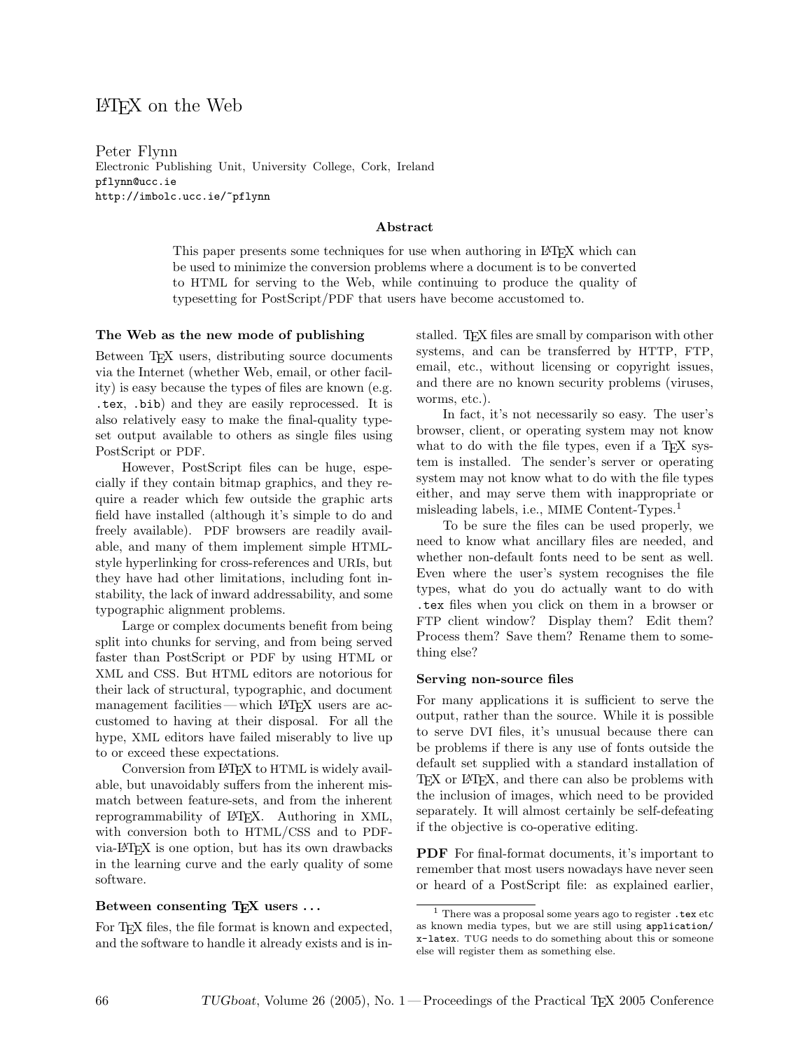# LaTeX on the Web

Peter Flynn
Electronic Publishing Unit, University College, Cork, Ireland
pflynn@ucc.ie
http://imbolc.ucc.ie/~pflynn

### Abstract

This paper presents some techniques for use when authoring in LaTeX which can be used to minimize the conversion problems where a document is to be converted to HTML for serving to the Web, while continuing to produce the quality of typesetting for PostScript/PDF that users have become accustomed to.

## The Web as the new mode of publishing

Between TeX users, distributing source documents via the Internet (whether Web, email, or other facility) is easy because the types of files are known (e.g. `.tex`, `.bib`) and they are easily reprocessed. It is also relatively easy to make the final-quality typeset output available to others as single files using PostScript or PDF.

However, PostScript files can be huge, especially if they contain bitmap graphics, and they require a reader which few outside the graphic arts field have installed (although it's simple to do and freely available). PDF browsers are readily available, and many of them implement simple HTML-style hyperlinking for cross-references and URIs, but they have had other limitations, including font instability, the lack of inward addressability, and some typographic alignment problems.

Large or complex documents benefit from being split into chunks for serving, and from being served faster than PostScript or PDF by using HTML or XML and CSS. But HTML editors are notorious for their lack of structural, typographic, and document management facilities — which LaTeX users are accustomed to having at their disposal. For all the hype, XML editors have failed miserably to live up to or exceed these expectations.

Conversion from LaTeX to HTML is widely available, but unavoidably suffers from the inherent mismatch between feature-sets, and from the inherent reprogrammability of LaTeX. Authoring in XML, with conversion both to HTML/CSS and to PDF-via-LaTeX is one option, but has its own drawbacks in the learning curve and the early quality of some software.

## Between consenting TeX users . . .

For TeX files, the file format is known and expected, and the software to handle it already exists and is installed. TeX files are small by comparison with other systems, and can be transferred by HTTP, FTP, email, etc., without licensing or copyright issues, and there are no known security problems (viruses, worms, etc.).

In fact, it's not necessarily so easy. The user's browser, client, or operating system may not know what to do with the file types, even if a TeX system is installed. The sender's server or operating system may not know what to do with the file types either, and may serve them with inappropriate or misleading labels, i.e., MIME Content-Types.[1]

To be sure the files can be used properly, we need to know what ancillary files are needed, and whether non-default fonts need to be sent as well. Even where the user's system recognises the file types, what do you do actually want to do with `.tex` files when you click on them in a browser or FTP client window? Display them? Edit them? Process them? Save them? Rename them to something else?

## Serving non-source files

For many applications it is sufficient to serve the output, rather than the source. While it is possible to serve DVI files, it's unusual because there can be problems if there is any use of fonts outside the default set supplied with a standard installation of TeX or LaTeX, and there can also be problems with the inclusion of images, which need to be provided separately. It will almost certainly be self-defeating if the objective is co-operative editing.

**PDF** For final-format documents, it's important to remember that most users nowadays have never seen or heard of a PostScript file: as explained earlier,

[1] There was a proposal some years ago to register `.tex` etc as known media types, but we are still using `application/x-latex`. TUG needs to do something about this or someone else will register them as something else.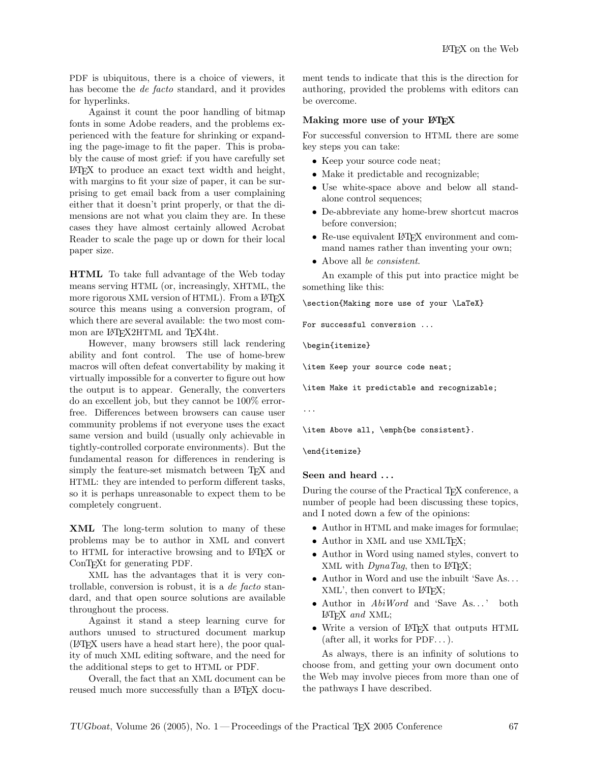PDF is ubiquitous, there is a choice of viewers, it has become the *de facto* standard, and it provides for hyperlinks.

Against it count the poor handling of bitmap fonts in some Adobe readers, and the problems experienced with the feature for shrinking or expanding the page-image to fit the paper. This is probably the cause of most grief: if you have carefully set LaTeX to produce an exact text width and height, with margins to fit your size of paper, it can be surprising to get email back from a user complaining either that it doesn't print properly, or that the dimensions are not what you claim they are. In these cases they have almost certainly allowed Acrobat Reader to scale the page up or down for their local paper size.

**HTML** To take full advantage of the Web today means serving HTML (or, increasingly, XHTML, the more rigorous XML version of HTML). From a LaTeX source this means using a conversion program, of which there are several available: the two most common are LaTeX2HTML and TeX4ht.

However, many browsers still lack rendering ability and font control. The use of home-brew macros will often defeat convertability by making it virtually impossible for a converter to figure out how the output is to appear. Generally, the converters do an excellent job, but they cannot be 100% error-free. Differences between browsers can cause user community problems if not everyone uses the exact same version and build (usually only achievable in tightly-controlled corporate environments). But the fundamental reason for differences in rendering is simply the feature-set mismatch between TeX and HTML: they are intended to perform different tasks, so it is perhaps unreasonable to expect them to be completely congruent.

**XML** The long-term solution to many of these problems may be to author in XML and convert to HTML for interactive browsing and to LaTeX or ConTeXt for generating PDF.

XML has the advantages that it is very controllable, conversion is robust, it is a *de facto* standard, and that open source solutions are available throughout the process.

Against it stand a steep learning curve for authors unused to structured document markup (LaTeX users have a head start here), the poor quality of much XML editing software, and the need for the additional steps to get to HTML or PDF.

Overall, the fact that an XML document can be reused much more successfully than a LaTeX document tends to indicate that this is the direction for authoring, provided the problems with editors can be overcome.

### Making more use of your LaTeX

For successful conversion to HTML there are some key steps you can take:

- Keep your source code neat;
- Make it predictable and recognizable;
- Use white-space above and below all stand-alone control sequences;
- De-abbreviate any home-brew shortcut macros before conversion;
- Re-use equivalent LaTeX environment and command names rather than inventing your own;
- Above all *be consistent*.

An example of this put into practice might be something like this:

```
\section{Making more use of your \LaTeX}

For successful conversion ...

\begin{itemize}

\item Keep your source code neat;

\item Make it predictable and recognizable;

...

\item Above all, \emph{be consistent}.

\end{itemize}
```

### Seen and heard ...

During the course of the Practical TeX conference, a number of people had been discussing these topics, and I noted down a few of the opinions:

- Author in HTML and make images for formulae;
- Author in XML and use XMLTeX;
- Author in Word using named styles, convert to XML with *DynaTag*, then to LaTeX;
- Author in Word and use the inbuilt 'Save As... XML', then convert to LaTeX;
- Author in *AbiWord* and 'Save As...' both LaTeX *and* XML;
- Write a version of LaTeX that outputs HTML (after all, it works for PDF...).

As always, there is an infinity of solutions to choose from, and getting your own document onto the Web may involve pieces from more than one of the pathways I have described.